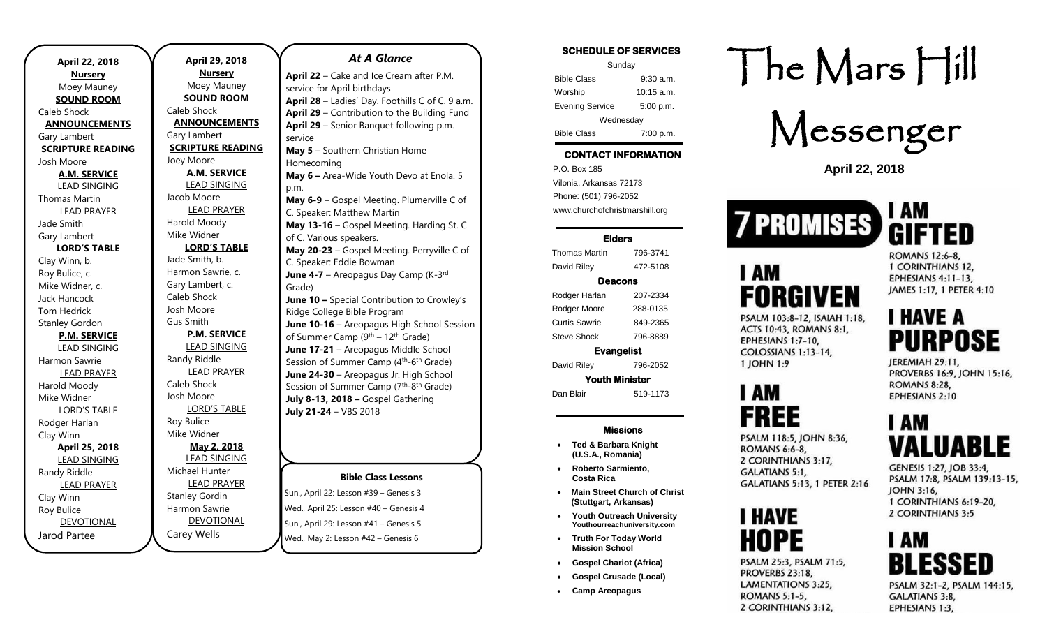**April 22, 2018**

**Nursery**

Moey Mauney

**SOUND ROOM**

Caleb Shock

**ANNOUNCEMENTS**

Gary Lambert

**SCRIPTURE READING**

Josh Moore

**A.M. SERVICE**

LEAD SINGING

Thomas Martin

LEAD PRAYER

Jade Smith

Gary Lambert

**LORD'S TABLE**

Clay Winn, b.

Roy Bulice, c.

Mike Widner, c.

Jack Hancock

Tom Hedrick

Stanley Gordon

**P.M. SERVICE**

LEAD SINGING

Harmon Sawrie

LEAD PRAYER

Harold Moody

Mike Widner

LORD'S TABLE

Rodger Harlan

Clay Winn

**April 25, 2018**

LEAD SINGING

Randy Riddle

LEAD PRAYER

Clay Winn

Roy Bulice

DEVOTIONAL

Jarod Partee

**April 29, 2018**

**Nursery**

Moey Mauney

**SOUND ROOM**

Caleb Shock

**ANNOUNCEMENTS**

Gary Lambert

**SCRIPTURE READING**

Joey Moore

**A.M. SERVICE**

LEAD SINGING

Jacob Moore

LEAD PRAYER

Harold Moody

Mike Widner

**LORD'S TABLE**

Jade Smith, b.

Harmon Sawrie, c.

Gary Lambert, c.

Caleb Shock

Josh Moore

Gus Smith

**P.M. SERVICE**

LEAD SINGING

Randy Riddle

LEAD PRAYER

Caleb Shock

Josh Moore

LORD'S TABLE

Roy Bulice

Mike Widner

**May 2, 2018**

LEAD SINGING

Michael Hunter

LEAD PRAYER

Stanley Gordin

Harmon Sawrie

DEVOTIONAL

Carey Wells

## *At A Glance*

**April 22** – Cake and Ice Cream after P.M. service for April birthdays
**April 28** – Ladies' Day. Foothills C of C. 9 a.m.
**April 29** – Contribution to the Building Fund
**April 29** – Senior Banquet following p.m. service
**May 5** – Southern Christian Home Homecoming
**May 6 –** Area-Wide Youth Devo at Enola. 5 p.m.
**May 6-9** – Gospel Meeting. Plumerville C of C. Speaker: Matthew Martin
**May 13-16** – Gospel Meeting. Harding St. C of C. Various speakers.
**May 20-23** – Gospel Meeting. Perryville C of C. Speaker: Eddie Bowman
**June 4-7** – Areopagus Day Camp (K-3rd Grade)
**June 10 –** Special Contribution to Crowley's Ridge College Bible Program
**June 10-16** – Areopagus High School Session of Summer Camp (9th – 12th Grade)
**June 17-21** – Areopagus Middle School Session of Summer Camp (4th-6th Grade)
**June 24-30** – Areopagus Jr. High School Session of Summer Camp (7th-8th Grade)
**July 8-13, 2018 –** Gospel Gathering
**July 21-24** – VBS 2018

**Bible Class Lessons**

Sun., April 22: Lesson #39 – Genesis 3
Wed., April 25: Lesson #40 – Genesis 4
Sun., April 29: Lesson #41 – Genesis 5
Wed., May 2: Lesson #42 – Genesis 6

**SCHEDULE OF SERVICES**

Sunday

| | |
|---|---|
| Bible Class | 9:30 a.m. |
| Worship | 10:15 a.m. |
| Evening Service | 5:00 p.m. |

Wednesday

| | |
|---|---|
| Bible Class | 7:00 p.m. |

**CONTACT INFORMATION**

P.O. Box 185
Vilonia, Arkansas 72173
Phone: (501) 796-2052
www.churchofchristmarshill.org

**Elders**

| | |
|---|---|
| Thomas Martin | 796-3741 |
| David Riley | 472-5108 |

**Deacons**

| | |
|---|---|
| Rodger Harlan | 207-2334 |
| Rodger Moore | 288-0135 |
| Curtis Sawrie | 849-2365 |
| Steve Shock | 796-8889 |

**Evangelist**

| | |
|---|---|
| David Riley | 796-2052 |

**Youth Minister**

| | |
|---|---|
| Dan Blair | 519-1173 |

**Missions**

- **Ted & Barbara Knight (U.S.A., Romania)**
- **Roberto Sarmiento, Costa Rica**
- **Main Street Church of Christ (Stuttgart, Arkansas)**
- **Youth Outreach University** Youthourreachuniversity.com
- **Truth For Today World Mission School**
- **Gospel Chariot (Africa)**
- **Gospel Crusade (Local)**
- **Camp Areopagus**

# The Mars Hill Messenger

**April 22, 2018**

## 7 PROMISES

**I AM FORGIVEN**
PSALM 103:8-12, ISAIAH 1:18, ACTS 10:43, ROMANS 8:1, EPHESIANS 1:7-10, COLOSSIANS 1:13-14, 1 JOHN 1:9

**I AM FREE**
PSALM 118:5, JOHN 8:36, ROMANS 6:6-8, 2 CORINTHIANS 3:17, GALATIANS 5:1, GALATIANS 5:13, 1 PETER 2:16

**I HAVE HOPE**
PSALM 25:3, PSALM 71:5, PROVERBS 23:18, LAMENTATIONS 3:25, ROMANS 5:1-5, 2 CORINTHIANS 3:12,

**I AM GIFTED**
ROMANS 12:6-8, 1 CORINTHIANS 12, EPHESIANS 4:11-13, JAMES 1:17, 1 PETER 4:10

**I HAVE A PURPOSE**
JEREMIAH 29:11, PROVERBS 16:9, JOHN 15:16, ROMANS 8:28, EPHESIANS 2:10

**I AM VALUABLE**
GENESIS 1:27, JOB 33:4, PSALM 17:8, PSALM 139:13-15, JOHN 3:16, 1 CORINTHIANS 6:19-20, 2 CORINTHIANS 3:5

**I AM BLESSED**
PSALM 32:1-2, PSALM 144:15, GALATIANS 3:8, EPHESIANS 1:3,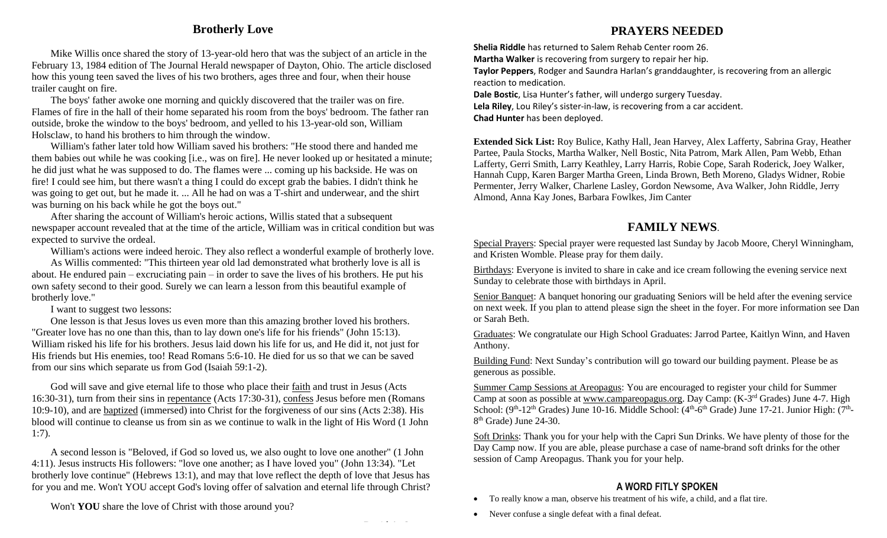## Brotherly Love

Mike Willis once shared the story of 13-year-old hero that was the subject of an article in the February 13, 1984 edition of The Journal Herald newspaper of Dayton, Ohio. The article disclosed how this young teen saved the lives of his two brothers, ages three and four, when their house trailer caught on fire.

The boys' father awoke one morning and quickly discovered that the trailer was on fire. Flames of fire in the hall of their home separated his room from the boys' bedroom. The father ran outside, broke the window to the boys' bedroom, and yelled to his 13-year-old son, William Holsclaw, to hand his brothers to him through the window.

William's father later told how William saved his brothers: "He stood there and handed me them babies out while he was cooking [i.e., was on fire]. He never looked up or hesitated a minute; he did just what he was supposed to do. The flames were ... coming up his backside. He was on fire! I could see him, but there wasn't a thing I could do except grab the babies. I didn't think he was going to get out, but he made it. ... All he had on was a T-shirt and underwear, and the shirt was burning on his back while he got the boys out."

After sharing the account of William's heroic actions, Willis stated that a subsequent newspaper account revealed that at the time of the article, William was in critical condition but was expected to survive the ordeal.

William's actions were indeed heroic. They also reflect a wonderful example of brotherly love.

As Willis commented: "This thirteen year old lad demonstrated what brotherly love is all is about. He endured pain – excruciating pain – in order to save the lives of his brothers. He put his own safety second to their good. Surely we can learn a lesson from this beautiful example of brotherly love."

I want to suggest two lessons:

One lesson is that Jesus loves us even more than this amazing brother loved his brothers. "Greater love has no one than this, than to lay down one's life for his friends" (John 15:13). William risked his life for his brothers. Jesus laid down his life for us, and He did it, not just for His friends but His enemies, too! Read Romans 5:6-10. He died for us so that we can be saved from our sins which separate us from God (Isaiah 59:1-2).

God will save and give eternal life to those who place their faith and trust in Jesus (Acts 16:30-31), turn from their sins in repentance (Acts 17:30-31), confess Jesus before men (Romans 10:9-10), and are baptized (immersed) into Christ for the forgiveness of our sins (Acts 2:38). His blood will continue to cleanse us from sin as we continue to walk in the light of His Word (1 John 1:7).

A second lesson is "Beloved, if God so loved us, we also ought to love one another" (1 John 4:11). Jesus instructs His followers: "love one another; as I have loved you" (John 13:34). "Let brotherly love continue" (Hebrews 13:1), and may that love reflect the depth of love that Jesus has for you and me. Won't YOU accept God's loving offer of salvation and eternal life through Christ?

Won't **YOU** share the love of Christ with those around you?

## PRAYERS NEEDED

**Shelia Riddle** has returned to Salem Rehab Center room 26.
**Martha Walker** is recovering from surgery to repair her hip.
**Taylor Peppers**, Rodger and Saundra Harlan's granddaughter, is recovering from an allergic reaction to medication.
**Dale Bostic**, Lisa Hunter's father, will undergo surgery Tuesday.
**Lela Riley**, Lou Riley's sister-in-law, is recovering from a car accident.
**Chad Hunter** has been deployed.

**Extended Sick List:** Roy Bulice, Kathy Hall, Jean Harvey, Alex Lafferty, Sabrina Gray, Heather Partee, Paula Stocks, Martha Walker, Nell Bostic, Nita Patrom, Mark Allen, Pam Webb, Ethan Lafferty, Gerri Smith, Larry Keathley, Larry Harris, Robie Cope, Sarah Roderick, Joey Walker, Hannah Cupp, Karen Barger Martha Green, Linda Brown, Beth Moreno, Gladys Widner, Robie Permenter, Jerry Walker, Charlene Lasley, Gordon Newsome, Ava Walker, John Riddle, Jerry Almond, Anna Kay Jones, Barbara Fowlkes, Jim Canter

## FAMILY NEWS.

Special Prayers: Special prayer were requested last Sunday by Jacob Moore, Cheryl Winningham, and Kristen Womble. Please pray for them daily.

Birthdays: Everyone is invited to share in cake and ice cream following the evening service next Sunday to celebrate those with birthdays in April.

Senior Banquet: A banquet honoring our graduating Seniors will be held after the evening service on next week. If you plan to attend please sign the sheet in the foyer. For more information see Dan or Sarah Beth.

Graduates: We congratulate our High School Graduates: Jarrod Partee, Kaitlyn Winn, and Haven Anthony.

Building Fund: Next Sunday's contribution will go toward our building payment. Please be as generous as possible.

Summer Camp Sessions at Areopagus: You are encouraged to register your child for Summer Camp at soon as possible at www.campareopagus.org. Day Camp: (K-3rd Grades) June 4-7. High School: (9th-12th Grades) June 10-16. Middle School: (4th-6th Grade) June 17-21. Junior High: (7th-8th Grade) June 24-30.

Soft Drinks: Thank you for your help with the Capri Sun Drinks. We have plenty of those for the Day Camp now. If you are able, please purchase a case of name-brand soft drinks for the other session of Camp Areopagus. Thank you for your help.

### A WORD FITLY SPOKEN

- To really know a man, observe his treatment of his wife, a child, and a flat tire.
- Never confuse a single defeat with a final defeat.